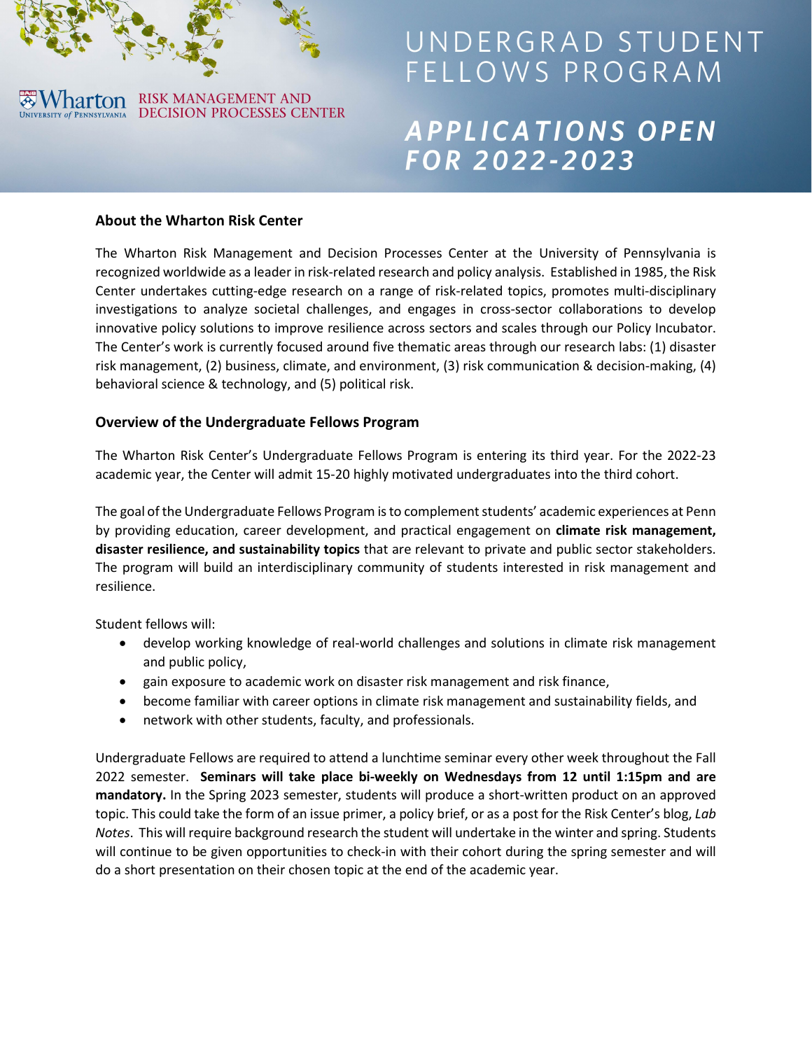Wharton UNIVERSITY of PENNSYLVANIA RISK MANAGEMENT AND DECISION PROCESSES CENTER

# UNDERGRAD STUDENT FELLOWS PROGRAM

## *APPLICATIONS OPEN FOR 2022-2023*

### About the Wharton Risk Center

The Wharton Risk Management and Decision Processes Center at the University of Pennsylvania is recognized worldwide as a leader in risk-related research and policy analysis. Established in 1985, the Risk Center undertakes cutting-edge research on a range of risk-related topics, promotes multi-disciplinary investigations to analyze societal challenges, and engages in cross-sector collaborations to develop innovative policy solutions to improve resilience across sectors and scales through our Policy Incubator. The Center's work is currently focused around five thematic areas through our research labs: (1) disaster risk management, (2) business, climate, and environment, (3) risk communication & decision-making, (4) behavioral science & technology, and (5) political risk.

### Overview of the Undergraduate Fellows Program

The Wharton Risk Center's Undergraduate Fellows Program is entering its third year. For the 2022-23 academic year, the Center will admit 15-20 highly motivated undergraduates into the third cohort.

The goal of the Undergraduate Fellows Program is to complement students' academic experiences at Penn by providing education, career development, and practical engagement on **climate risk management, disaster resilience, and sustainability topics** that are relevant to private and public sector stakeholders. The program will build an interdisciplinary community of students interested in risk management and resilience.

Student fellows will:

- develop working knowledge of real-world challenges and solutions in climate risk management and public policy,
- gain exposure to academic work on disaster risk management and risk finance,
- become familiar with career options in climate risk management and sustainability fields, and
- network with other students, faculty, and professionals.

Undergraduate Fellows are required to attend a lunchtime seminar every other week throughout the Fall 2022 semester. **Seminars will take place bi-weekly on Wednesdays from 12 until 1:15pm and are mandatory.** In the Spring 2023 semester, students will produce a short-written product on an approved topic. This could take the form of an issue primer, a policy brief, or as a post for the Risk Center's blog, *Lab Notes*. This will require background research the student will undertake in the winter and spring. Students will continue to be given opportunities to check-in with their cohort during the spring semester and will do a short presentation on their chosen topic at the end of the academic year.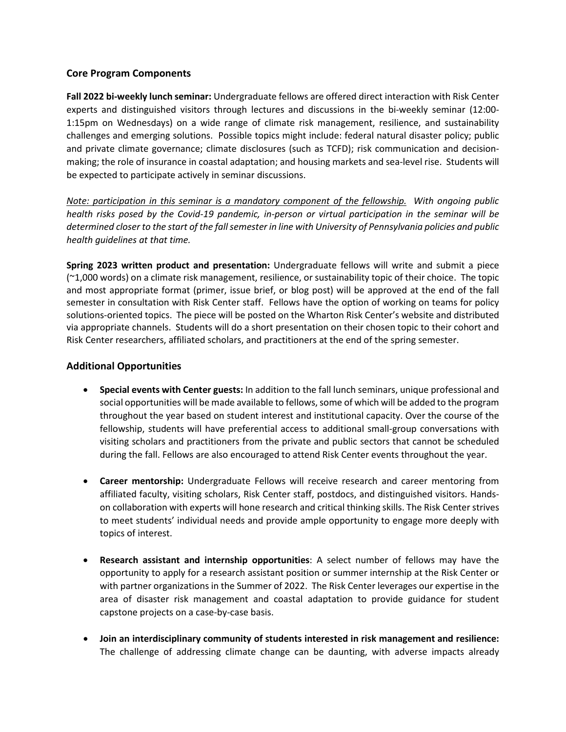## Core Program Components

**Fall 2022 bi-weekly lunch seminar:** Undergraduate fellows are offered direct interaction with Risk Center experts and distinguished visitors through lectures and discussions in the bi-weekly seminar (12:00-1:15pm on Wednesdays) on a wide range of climate risk management, resilience, and sustainability challenges and emerging solutions. Possible topics might include: federal natural disaster policy; public and private climate governance; climate disclosures (such as TCFD); risk communication and decision-making; the role of insurance in coastal adaptation; and housing markets and sea-level rise. Students will be expected to participate actively in seminar discussions.

*<u>Note: participation in this seminar is a mandatory component of the fellowship.</u> With ongoing public health risks posed by the Covid-19 pandemic, in-person or virtual participation in the seminar will be determined closer to the start of the fall semester in line with University of Pennsylvania policies and public health guidelines at that time.*

**Spring 2023 written product and presentation:** Undergraduate fellows will write and submit a piece (~1,000 words) on a climate risk management, resilience, or sustainability topic of their choice. The topic and most appropriate format (primer, issue brief, or blog post) will be approved at the end of the fall semester in consultation with Risk Center staff. Fellows have the option of working on teams for policy solutions-oriented topics. The piece will be posted on the Wharton Risk Center's website and distributed via appropriate channels. Students will do a short presentation on their chosen topic to their cohort and Risk Center researchers, affiliated scholars, and practitioners at the end of the spring semester.

## Additional Opportunities

- **Special events with Center guests:** In addition to the fall lunch seminars, unique professional and social opportunities will be made available to fellows, some of which will be added to the program throughout the year based on student interest and institutional capacity. Over the course of the fellowship, students will have preferential access to additional small-group conversations with visiting scholars and practitioners from the private and public sectors that cannot be scheduled during the fall. Fellows are also encouraged to attend Risk Center events throughout the year.

- **Career mentorship:** Undergraduate Fellows will receive research and career mentoring from affiliated faculty, visiting scholars, Risk Center staff, postdocs, and distinguished visitors. Hands-on collaboration with experts will hone research and critical thinking skills. The Risk Center strives to meet students' individual needs and provide ample opportunity to engage more deeply with topics of interest.

- **Research assistant and internship opportunities**: A select number of fellows may have the opportunity to apply for a research assistant position or summer internship at the Risk Center or with partner organizations in the Summer of 2022. The Risk Center leverages our expertise in the area of disaster risk management and coastal adaptation to provide guidance for student capstone projects on a case-by-case basis.

- **Join an interdisciplinary community of students interested in risk management and resilience:** The challenge of addressing climate change can be daunting, with adverse impacts already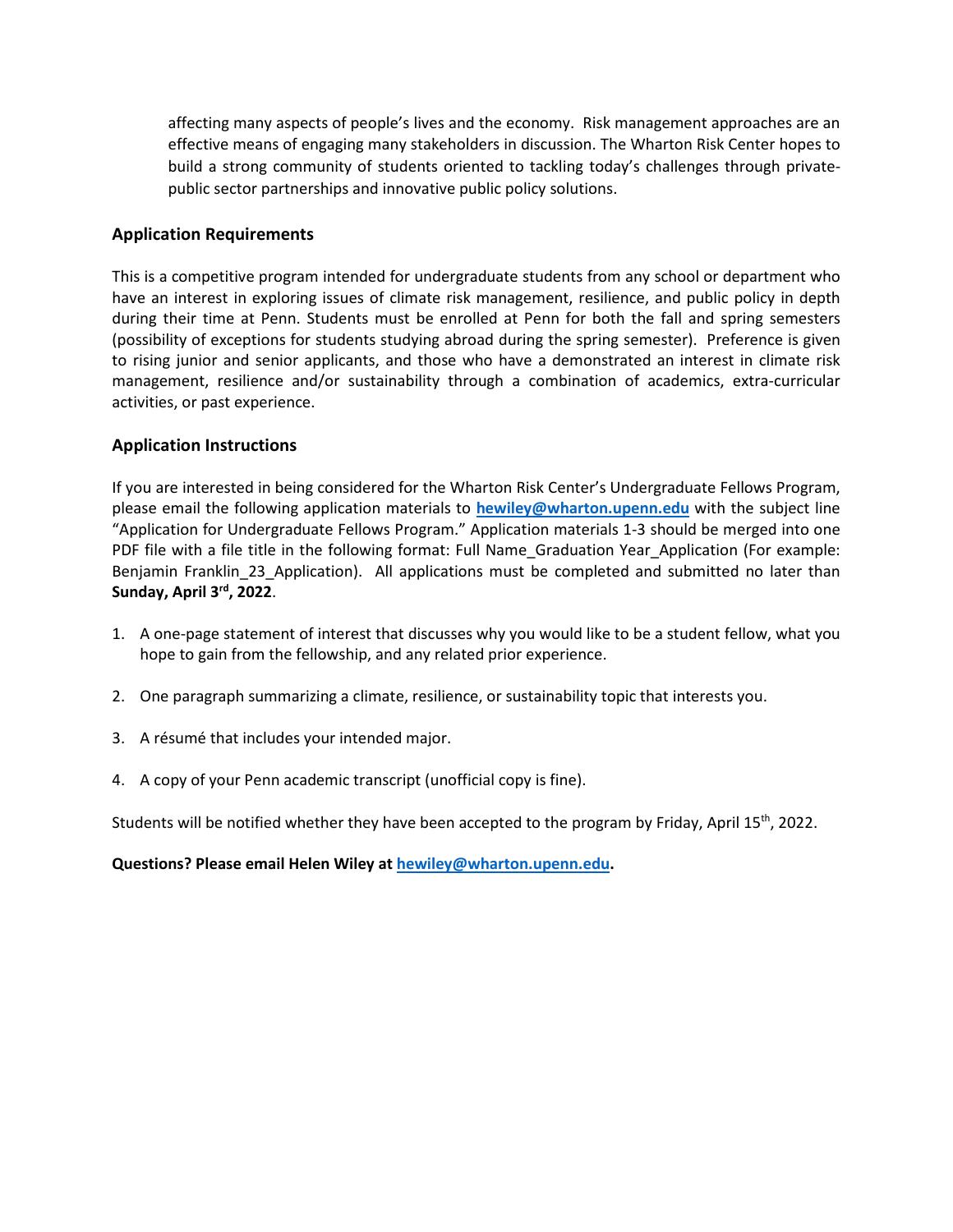affecting many aspects of people's lives and the economy. Risk management approaches are an effective means of engaging many stakeholders in discussion. The Wharton Risk Center hopes to build a strong community of students oriented to tackling today's challenges through private-public sector partnerships and innovative public policy solutions.

### Application Requirements

This is a competitive program intended for undergraduate students from any school or department who have an interest in exploring issues of climate risk management, resilience, and public policy in depth during their time at Penn. Students must be enrolled at Penn for both the fall and spring semesters (possibility of exceptions for students studying abroad during the spring semester). Preference is given to rising junior and senior applicants, and those who have a demonstrated an interest in climate risk management, resilience and/or sustainability through a combination of academics, extra-curricular activities, or past experience.

### Application Instructions

If you are interested in being considered for the Wharton Risk Center's Undergraduate Fellows Program, please email the following application materials to **hewiley@wharton.upenn.edu** with the subject line "Application for Undergraduate Fellows Program." Application materials 1-3 should be merged into one PDF file with a file title in the following format: Full Name_Graduation Year_Application (For example: Benjamin Franklin_23_Application). All applications must be completed and submitted no later than **Sunday, April 3rd, 2022**.

1. A one-page statement of interest that discusses why you would like to be a student fellow, what you hope to gain from the fellowship, and any related prior experience.

2. One paragraph summarizing a climate, resilience, or sustainability topic that interests you.

3. A résumé that includes your intended major.

4. A copy of your Penn academic transcript (unofficial copy is fine).

Students will be notified whether they have been accepted to the program by Friday, April 15th, 2022.

**Questions? Please email Helen Wiley at hewiley@wharton.upenn.edu.**